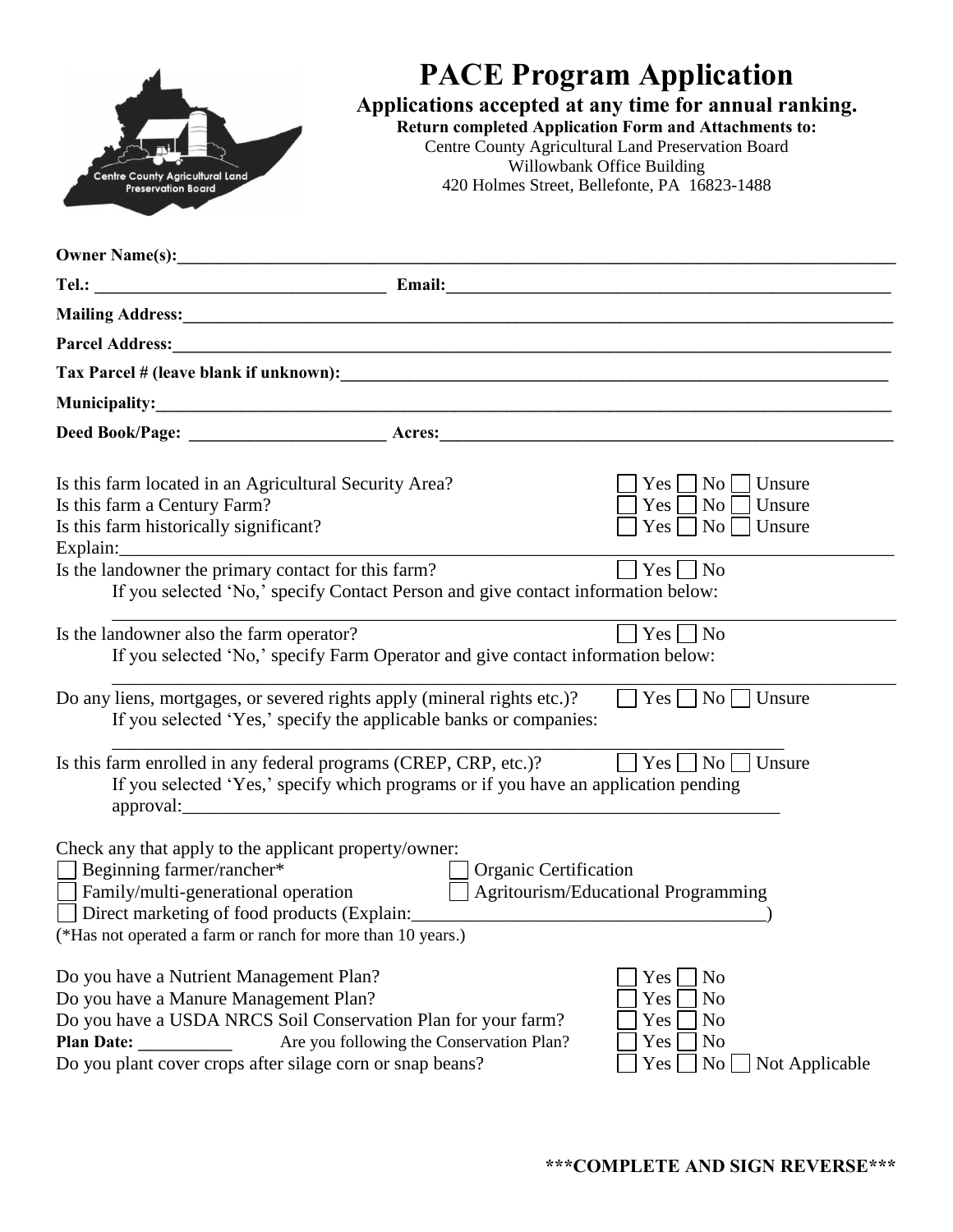# PACE Program Application

**Applications accepted at any time for annual ranking.**

**Return completed Application Form and Attachments to:**
Centre County Agricultural Land Preservation Board
Willowbank Office Building
420 Holmes Street, Bellefonte, PA 16823-1488

**Owner Name(s):**______________________________________________

**Tel.:** ______________________ **Email:**______________________

**Mailing Address:**______________________________________________

**Parcel Address:**______________________________________________

**Tax Parcel # (leave blank if unknown):**______________________________

**Municipality:**______________________________________________

**Deed Book/Page:** ______________________ **Acres:**______________________

Is this farm located in an Agricultural Security Area? ☐ Yes ☐ No ☐ Unsure
Is this farm a Century Farm? ☐ Yes ☐ No ☐ Unsure
Is this farm historically significant? ☐ Yes ☐ No ☐ Unsure
Explain:______________________________________________

Is the landowner the primary contact for this farm? ☐ Yes ☐ No
If you selected 'No,' specify Contact Person and give contact information below:
______________________________________________

Is the landowner also the farm operator? ☐ Yes ☐ No
If you selected 'No,' specify Farm Operator and give contact information below:
______________________________________________

Do any liens, mortgages, or severed rights apply (mineral rights etc.)? ☐ Yes ☐ No ☐ Unsure
If you selected 'Yes,' specify the applicable banks or companies:
______________________________________________

Is this farm enrolled in any federal programs (CREP, CRP, etc.)? ☐ Yes ☐ No ☐ Unsure
If you selected 'Yes,' specify which programs or if you have an application pending approval:______________________________________________

Check any that apply to the applicant property/owner:
☐ Beginning farmer/rancher* ☐ Organic Certification
☐ Family/multi-generational operation ☐ Agritourism/Educational Programming
☐ Direct marketing of food products (Explain:______________________________)
(*Has not operated a farm or ranch for more than 10 years.)

Do you have a Nutrient Management Plan? ☐ Yes ☐ No
Do you have a Manure Management Plan? ☐ Yes ☐ No
Do you have a USDA NRCS Soil Conservation Plan for your farm? ☐ Yes ☐ No
**Plan Date:** __________ Are you following the Conservation Plan? ☐ Yes ☐ No
Do you plant cover crops after silage corn or snap beans? ☐ Yes ☐ No ☐ Not Applicable

**\*\*\*COMPLETE AND SIGN REVERSE\*\*\***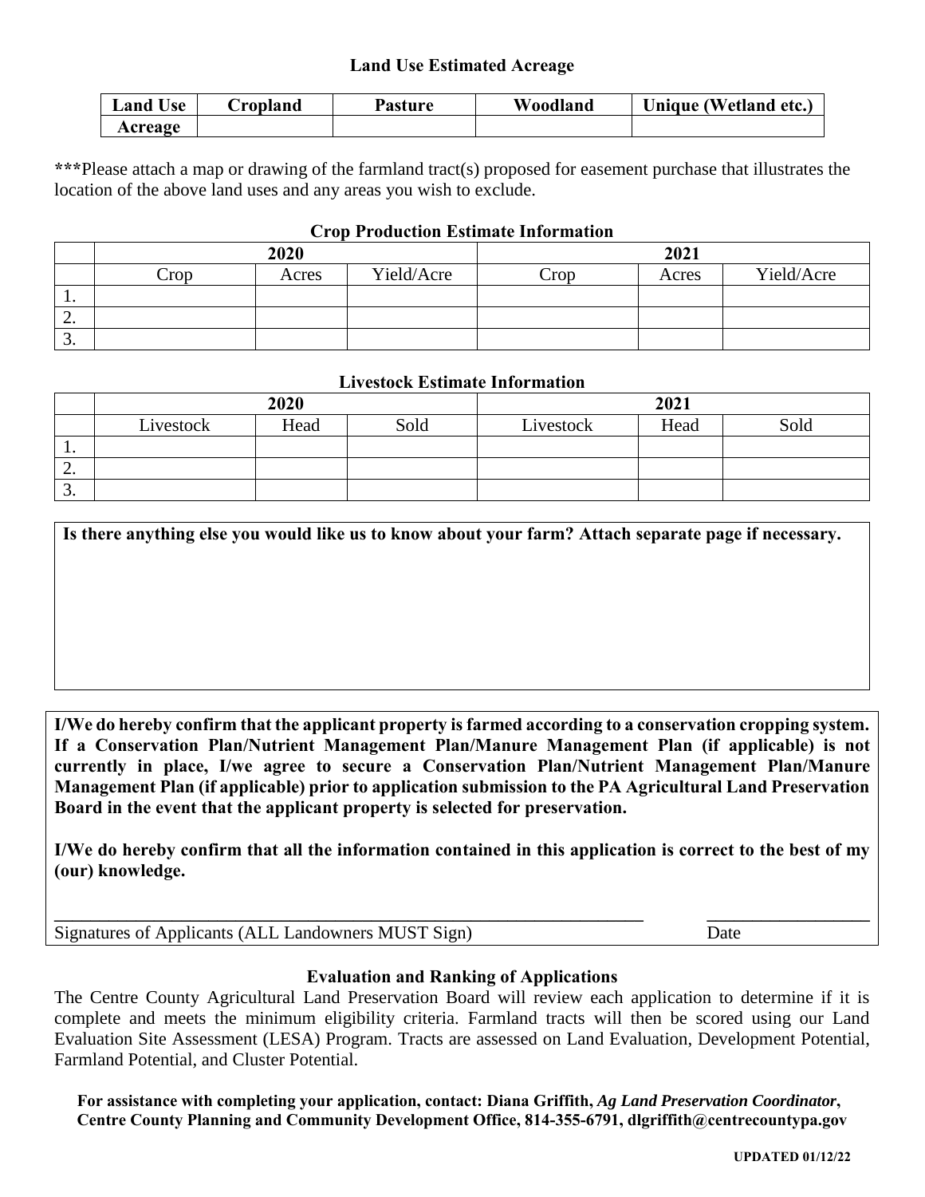### Land Use Estimated Acreage

| Land Use | Cropland | Pasture | Woodland | Unique (Wetland etc.) |
|---|---|---|---|---|
| Acreage | | | | |

***Please attach a map or drawing of the farmland tract(s) proposed for easement purchase that illustrates the location of the above land uses and any areas you wish to exclude.

### Crop Production Estimate Information

| | 2020 | | | 2021 | | |
|---|---|---|---|---|---|---|
| | Crop | Acres | Yield/Acre | Crop | Acres | Yield/Acre |
| 1. | | | | | | |
| 2. | | | | | | |
| 3. | | | | | | |

### Livestock Estimate Information

| | 2020 | | | 2021 | | |
|---|---|---|---|---|---|---|
| | Livestock | Head | Sold | Livestock | Head | Sold |
| 1. | | | | | | |
| 2. | | | | | | |
| 3. | | | | | | |

**Is there anything else you would like us to know about your farm? Attach separate page if necessary.**

**I/We do hereby confirm that the applicant property is farmed according to a conservation cropping system. If a Conservation Plan/Nutrient Management Plan/Manure Management Plan (if applicable) is not currently in place, I/we agree to secure a Conservation Plan/Nutrient Management Plan/Manure Management Plan (if applicable) prior to application submission to the PA Agricultural Land Preservation Board in the event that the applicant property is selected for preservation.**

**I/We do hereby confirm that all the information contained in this application is correct to the best of my (our) knowledge.**

______________________________________________________________ ________________

Signatures of Applicants (ALL Landowners MUST Sign) Date

### Evaluation and Ranking of Applications

The Centre County Agricultural Land Preservation Board will review each application to determine if it is complete and meets the minimum eligibility criteria. Farmland tracts will then be scored using our Land Evaluation Site Assessment (LESA) Program. Tracts are assessed on Land Evaluation, Development Potential, Farmland Potential, and Cluster Potential.

**For assistance with completing your application, contact: Diana Griffith, *Ag Land Preservation Coordinator*, Centre County Planning and Community Development Office, 814-355-6791, dlgriffith@centrecountypa.gov**

**UPDATED 01/12/22**